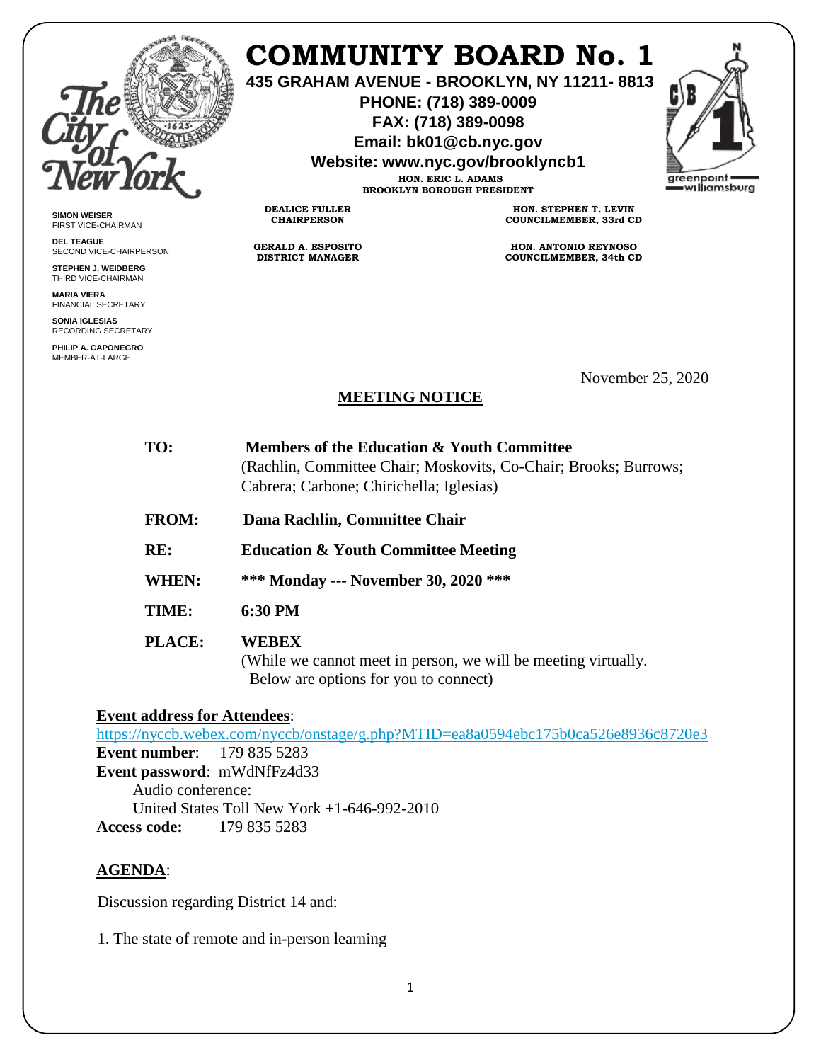# COMMUNITY BOARD No. 1

**435 GRAHAM AVENUE - BROOKLYN, NY 11211- 8813**
**PHONE: (718) 389-0009**
**FAX: (718) 389-0098**
**Email: bk01@cb.nyc.gov**
**Website: www.nyc.gov/brooklyncb1**

**HON. ERIC L. ADAMS**
**BROOKLYN BOROUGH PRESIDENT**

**DEALICE FULLER**
**CHAIRPERSON**

**GERALD A. ESPOSITO**
**DISTRICT MANAGER**

**HON. STEPHEN T. LEVIN**
**COUNCILMEMBER, 33rd CD**

**HON. ANTONIO REYNOSO**
**COUNCILMEMBER, 34th CD**

**SIMON WEISER**
FIRST VICE-CHAIRMAN

**DEL TEAGUE**
SECOND VICE-CHAIRPERSON

**STEPHEN J. WEIDBERG**
THIRD VICE-CHAIRMAN

**MARIA VIERA**
FINANCIAL SECRETARY

**SONIA IGLESIAS**
RECORDING SECRETARY

**PHILIP A. CAPONEGRO**
MEMBER-AT-LARGE

November 25, 2020

## MEETING NOTICE

**TO:** **Members of the Education & Youth Committee**
(Rachlin, Committee Chair; Moskovits, Co-Chair; Brooks; Burrows; Cabrera; Carbone; Chirichella; Iglesias)

**FROM:** **Dana Rachlin, Committee Chair**

**RE:** **Education & Youth Committee Meeting**

**WHEN:** **\*\*\* Monday --- November 30, 2020 \*\*\***

**TIME:** **6:30 PM**

**PLACE:** **WEBEX**
(While we cannot meet in person, we will be meeting virtually. Below are options for you to connect)

**Event address for Attendees**:
https://nyccb.webex.com/nyccb/onstage/g.php?MTID=ea8a0594ebc175b0ca526e8936c8720e3
**Event number**: 179 835 5283
**Event password**: mWdNfFz4d33
Audio conference:
United States Toll New York +1-646-992-2010
**Access code:** 179 835 5283

**AGENDA**:

Discussion regarding District 14 and:

1. The state of remote and in-person learning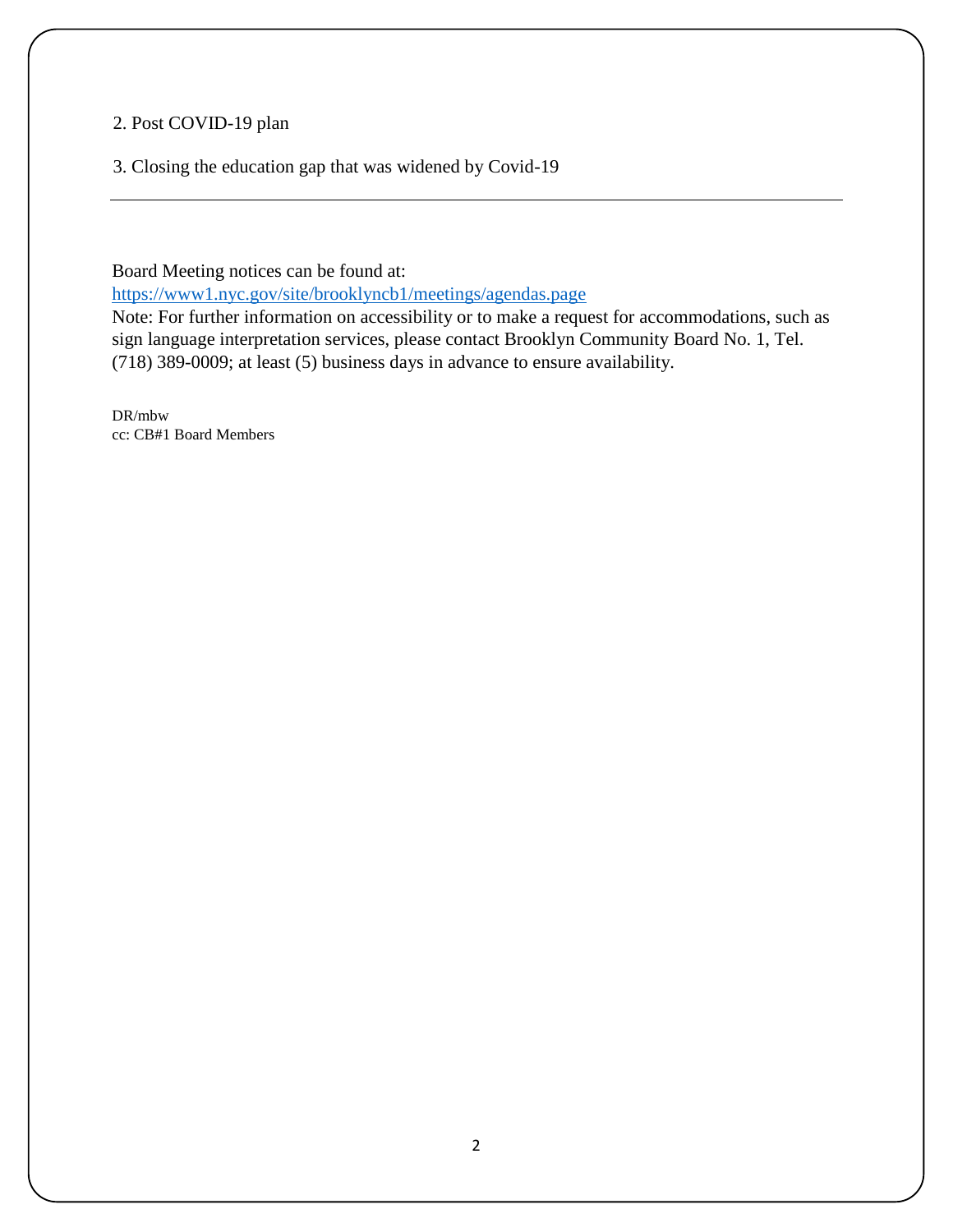2. Post COVID-19 plan

3. Closing the education gap that was widened by Covid-19

---

Board Meeting notices can be found at:
https://www1.nyc.gov/site/brooklyncb1/meetings/agendas.page
Note: For further information on accessibility or to make a request for accommodations, such as sign language interpretation services, please contact Brooklyn Community Board No. 1, Tel. (718) 389-0009; at least (5) business days in advance to ensure availability.

DR/mbw
cc: CB#1 Board Members